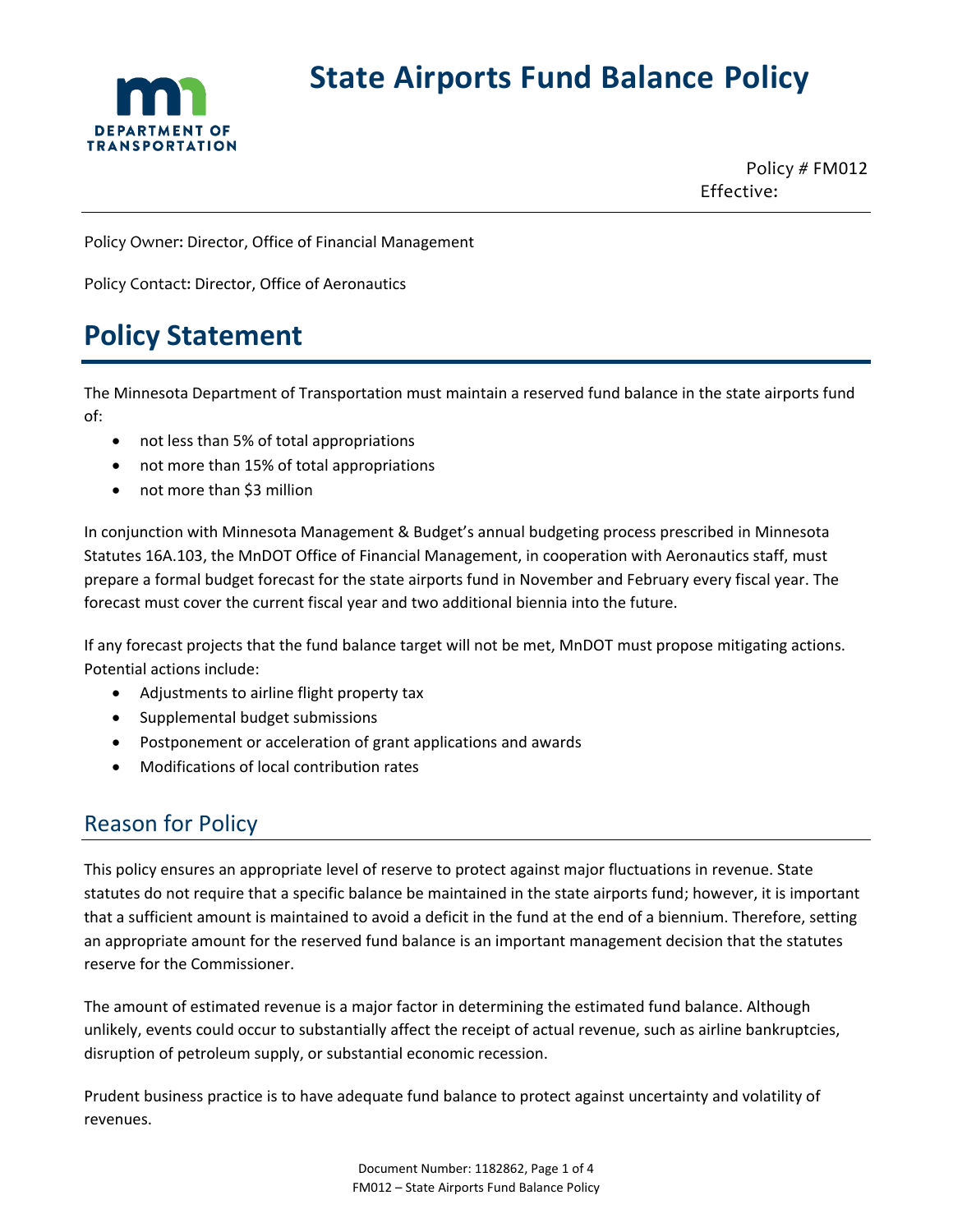# State Airports Fund Balance Policy

Policy # FM012
Effective:

Policy Owner: Director, Office of Financial Management

Policy Contact: Director, Office of Aeronautics

# Policy Statement

The Minnesota Department of Transportation must maintain a reserved fund balance in the state airports fund of:

- not less than 5% of total appropriations
- not more than 15% of total appropriations
- not more than $3 million

In conjunction with Minnesota Management & Budget's annual budgeting process prescribed in Minnesota Statutes 16A.103, the MnDOT Office of Financial Management, in cooperation with Aeronautics staff, must prepare a formal budget forecast for the state airports fund in November and February every fiscal year. The forecast must cover the current fiscal year and two additional biennia into the future.

If any forecast projects that the fund balance target will not be met, MnDOT must propose mitigating actions. Potential actions include:

- Adjustments to airline flight property tax
- Supplemental budget submissions
- Postponement or acceleration of grant applications and awards
- Modifications of local contribution rates

## Reason for Policy

This policy ensures an appropriate level of reserve to protect against major fluctuations in revenue. State statutes do not require that a specific balance be maintained in the state airports fund; however, it is important that a sufficient amount is maintained to avoid a deficit in the fund at the end of a biennium. Therefore, setting an appropriate amount for the reserved fund balance is an important management decision that the statutes reserve for the Commissioner.

The amount of estimated revenue is a major factor in determining the estimated fund balance. Although unlikely, events could occur to substantially affect the receipt of actual revenue, such as airline bankruptcies, disruption of petroleum supply, or substantial economic recession.

Prudent business practice is to have adequate fund balance to protect against uncertainty and volatility of revenues.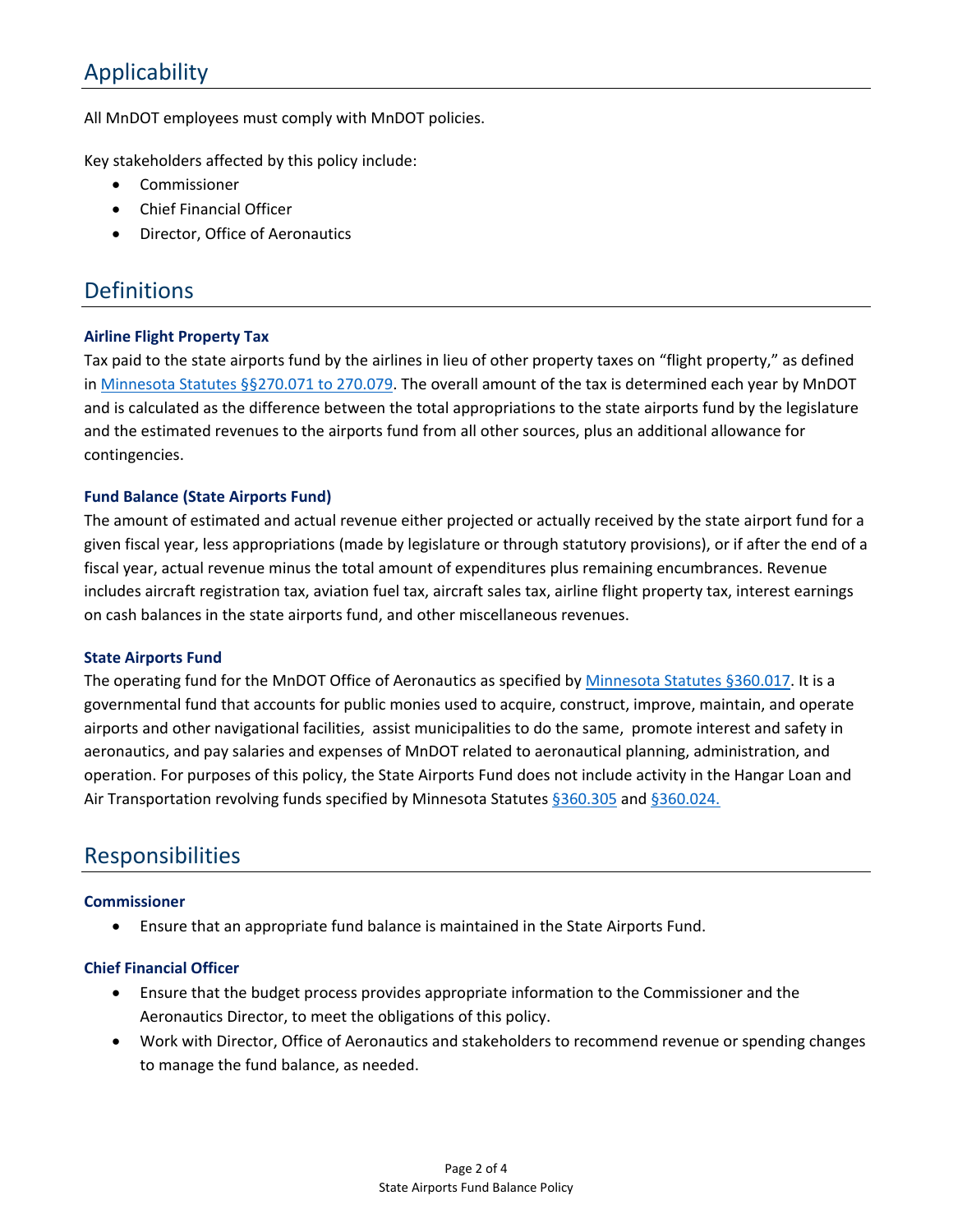## Applicability

All MnDOT employees must comply with MnDOT policies.

Key stakeholders affected by this policy include:

- Commissioner
- Chief Financial Officer
- Director, Office of Aeronautics

## Definitions

### Airline Flight Property Tax

Tax paid to the state airports fund by the airlines in lieu of other property taxes on "flight property," as defined in [Minnesota Statutes §§270.071 to 270.079](). The overall amount of the tax is determined each year by MnDOT and is calculated as the difference between the total appropriations to the state airports fund by the legislature and the estimated revenues to the airports fund from all other sources, plus an additional allowance for contingencies.

### Fund Balance (State Airports Fund)

The amount of estimated and actual revenue either projected or actually received by the state airport fund for a given fiscal year, less appropriations (made by legislature or through statutory provisions), or if after the end of a fiscal year, actual revenue minus the total amount of expenditures plus remaining encumbrances. Revenue includes aircraft registration tax, aviation fuel tax, aircraft sales tax, airline flight property tax, interest earnings on cash balances in the state airports fund, and other miscellaneous revenues.

### State Airports Fund

The operating fund for the MnDOT Office of Aeronautics as specified by [Minnesota Statutes §360.017](). It is a governmental fund that accounts for public monies used to acquire, construct, improve, maintain, and operate airports and other navigational facilities, assist municipalities to do the same, promote interest and safety in aeronautics, and pay salaries and expenses of MnDOT related to aeronautical planning, administration, and operation. For purposes of this policy, the State Airports Fund does not include activity in the Hangar Loan and Air Transportation revolving funds specified by Minnesota Statutes [§360.305]() and [§360.024.]()

## Responsibilities

### Commissioner

- Ensure that an appropriate fund balance is maintained in the State Airports Fund.

### Chief Financial Officer

- Ensure that the budget process provides appropriate information to the Commissioner and the Aeronautics Director, to meet the obligations of this policy.
- Work with Director, Office of Aeronautics and stakeholders to recommend revenue or spending changes to manage the fund balance, as needed.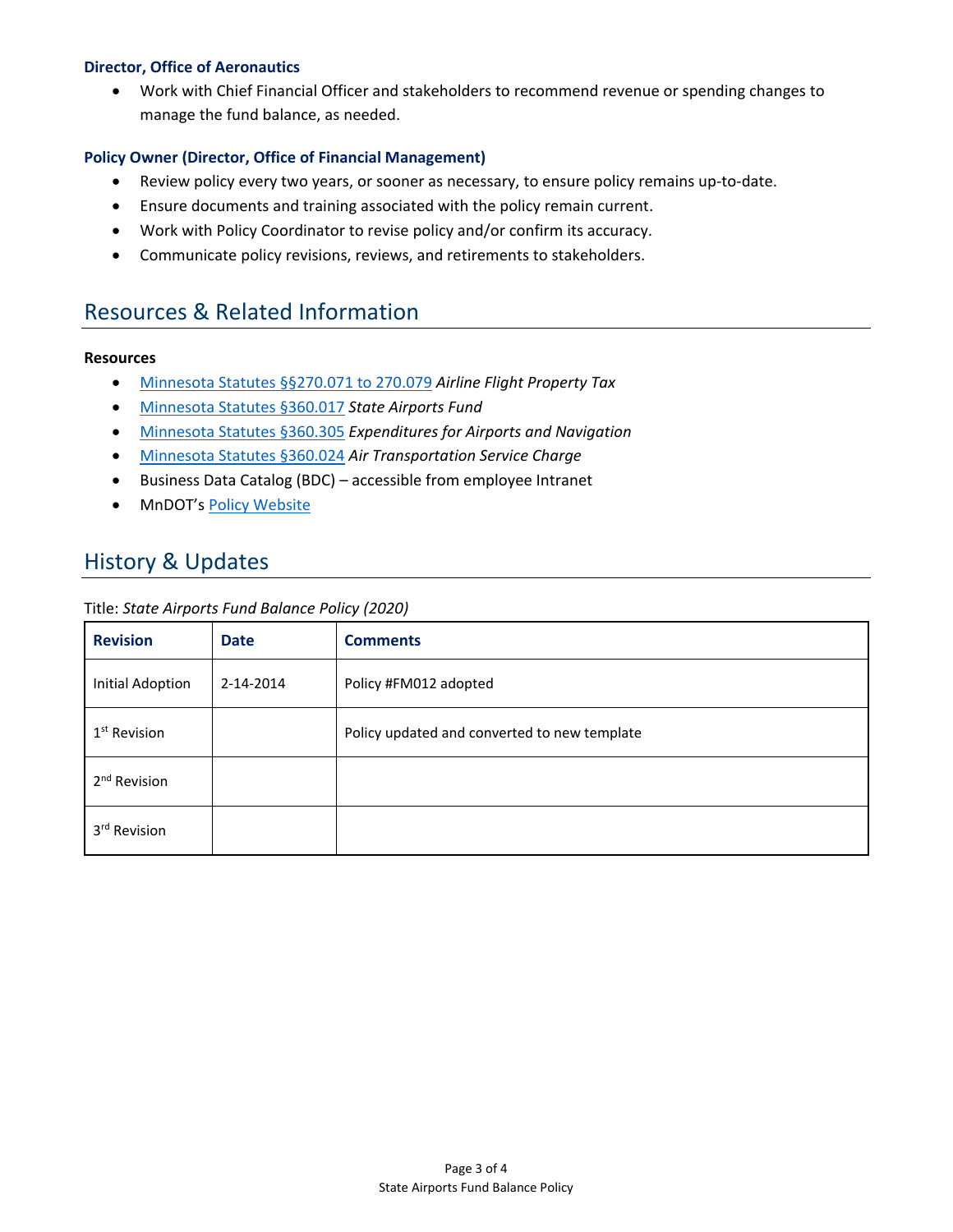**Director, Office of Aeronautics**

- Work with Chief Financial Officer and stakeholders to recommend revenue or spending changes to manage the fund balance, as needed.

**Policy Owner (Director, Office of Financial Management)**

- Review policy every two years, or sooner as necessary, to ensure policy remains up-to-date.
- Ensure documents and training associated with the policy remain current.
- Work with Policy Coordinator to revise policy and/or confirm its accuracy.
- Communicate policy revisions, reviews, and retirements to stakeholders.

## Resources & Related Information

**Resources**

- Minnesota Statutes §§270.071 to 270.079 *Airline Flight Property Tax*
- Minnesota Statutes §360.017 *State Airports Fund*
- Minnesota Statutes §360.305 *Expenditures for Airports and Navigation*
- Minnesota Statutes §360.024 *Air Transportation Service Charge*
- Business Data Catalog (BDC) – accessible from employee Intranet
- MnDOT's Policy Website

## History & Updates

Title: *State Airports Fund Balance Policy (2020)*

| Revision | Date | Comments |
|---|---|---|
| Initial Adoption | 2-14-2014 | Policy #FM012 adopted |
| 1st Revision | | Policy updated and converted to new template |
| 2nd Revision | | |
| 3rd Revision | | |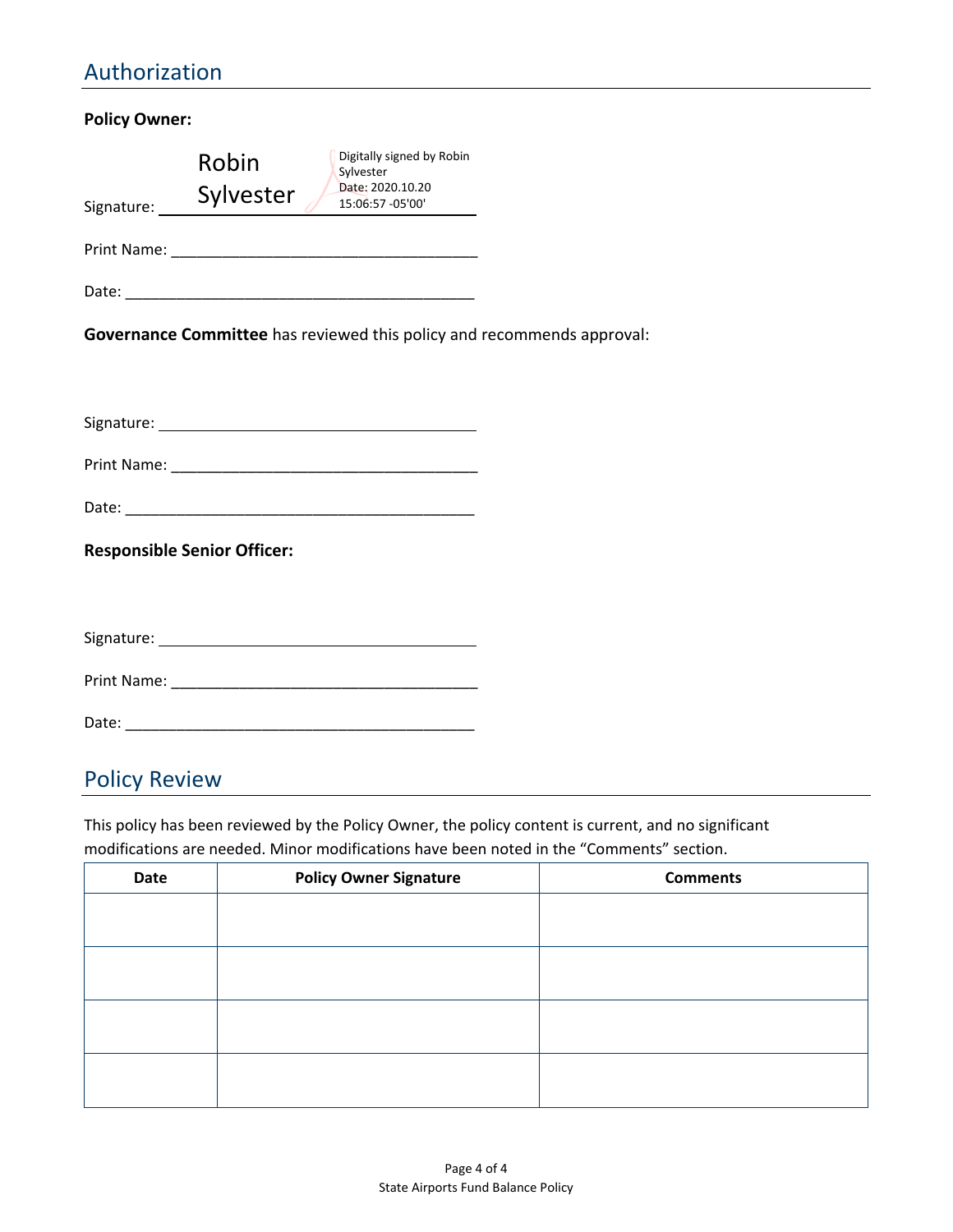## Authorization

**Policy Owner:**

Signature: Robin Sylvester Digitally signed by Robin Sylvester Date: 2020.10.20 15:06:57 -05'00'

Print Name: ____________________________________

Date: __________________________________________

**Governance Committee** has reviewed this policy and recommends approval:

Signature: ______________________________________

Print Name: ____________________________________

Date: __________________________________________

**Responsible Senior Officer:**

Signature: ______________________________________

Print Name: ____________________________________

Date: __________________________________________

## Policy Review

This policy has been reviewed by the Policy Owner, the policy content is current, and no significant modifications are needed. Minor modifications have been noted in the "Comments" section.

| Date | Policy Owner Signature | Comments |
|---|---|---|
| | | |
| | | |
| | | |
| | | |